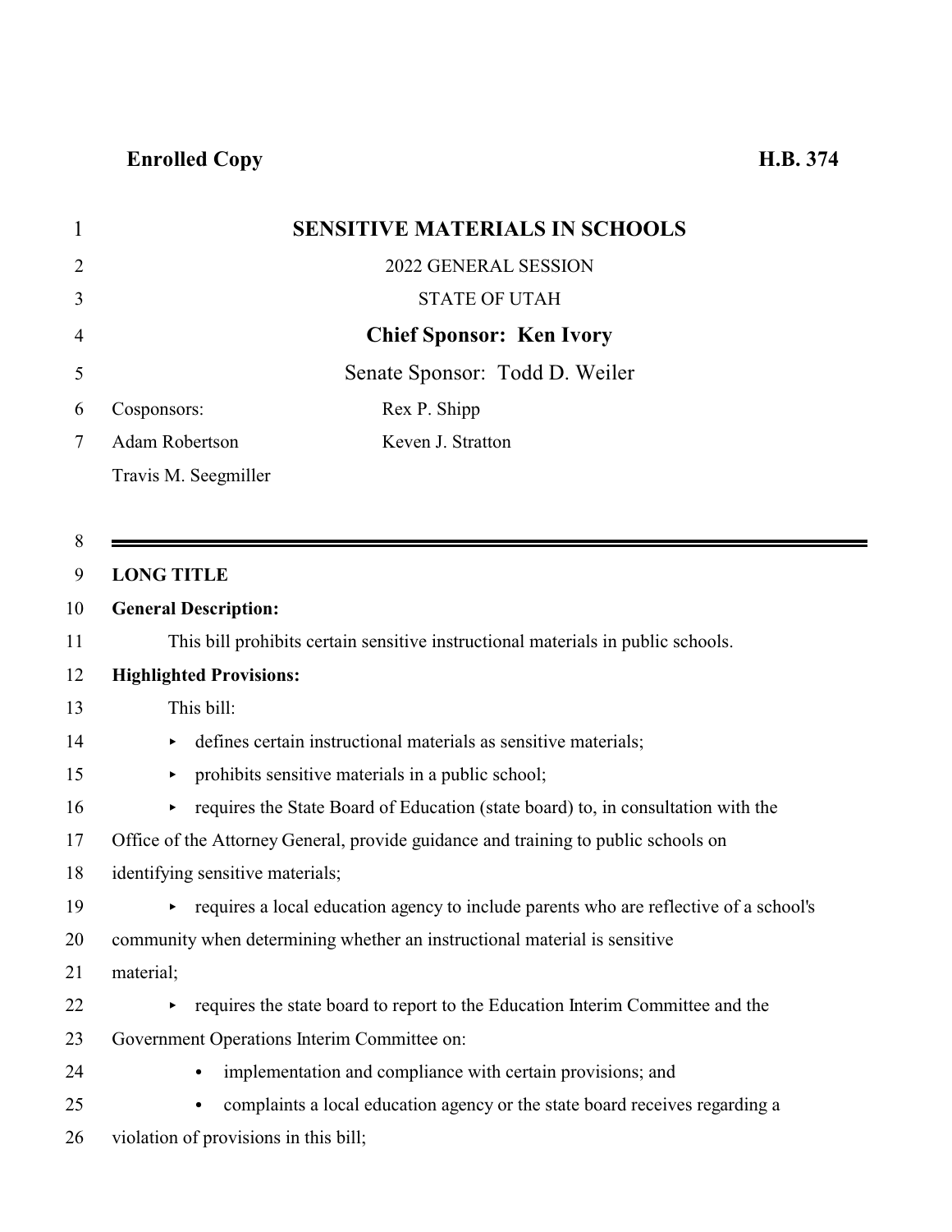**Enrolled Copy** **H.B. 374**

# SENSITIVE MATERIALS IN SCHOOLS

2022 GENERAL SESSION

STATE OF UTAH

**Chief Sponsor: Ken Ivory**

Senate Sponsor: Todd D. Weiler

Cosponsors:
Adam Robertson
Travis M. Seegmiller
Rex P. Shipp
Keven J. Stratton

---

**LONG TITLE**

**General Description:**

This bill prohibits certain sensitive instructional materials in public schools.

**Highlighted Provisions:**

This bill:

- defines certain instructional materials as sensitive materials;
- prohibits sensitive materials in a public school;
- requires the State Board of Education (state board) to, in consultation with the Office of the Attorney General, provide guidance and training to public schools on identifying sensitive materials;
- requires a local education agency to include parents who are reflective of a school's community when determining whether an instructional material is sensitive material;
- requires the state board to report to the Education Interim Committee and the Government Operations Interim Committee on:
  - implementation and compliance with certain provisions; and
  - complaints a local education agency or the state board receives regarding a violation of provisions in this bill;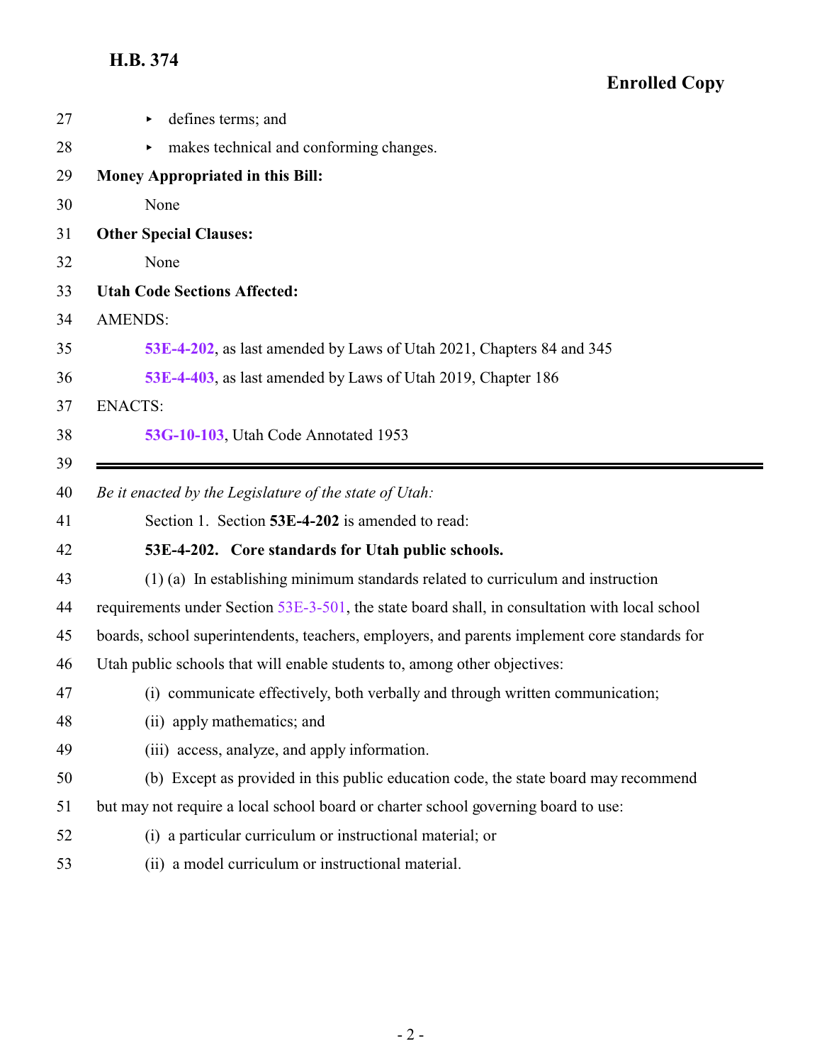- defines terms; and
- makes technical and conforming changes.

**Money Appropriated in this Bill:**

None

**Other Special Clauses:**

None

**Utah Code Sections Affected:**

AMENDS:

**53E-4-202**, as last amended by Laws of Utah 2021, Chapters 84 and 345

**53E-4-403**, as last amended by Laws of Utah 2019, Chapter 186

ENACTS:

**53G-10-103**, Utah Code Annotated 1953

---

*Be it enacted by the Legislature of the state of Utah:*

Section 1. Section **53E-4-202** is amended to read:

**53E-4-202. Core standards for Utah public schools.**

(1) (a) In establishing minimum standards related to curriculum and instruction requirements under Section 53E-3-501, the state board shall, in consultation with local school boards, school superintendents, teachers, employers, and parents implement core standards for Utah public schools that will enable students to, among other objectives:

(i) communicate effectively, both verbally and through written communication;

(ii) apply mathematics; and

(iii) access, analyze, and apply information.

(b) Except as provided in this public education code, the state board may recommend but may not require a local school board or charter school governing board to use:

(i) a particular curriculum or instructional material; or

(ii) a model curriculum or instructional material.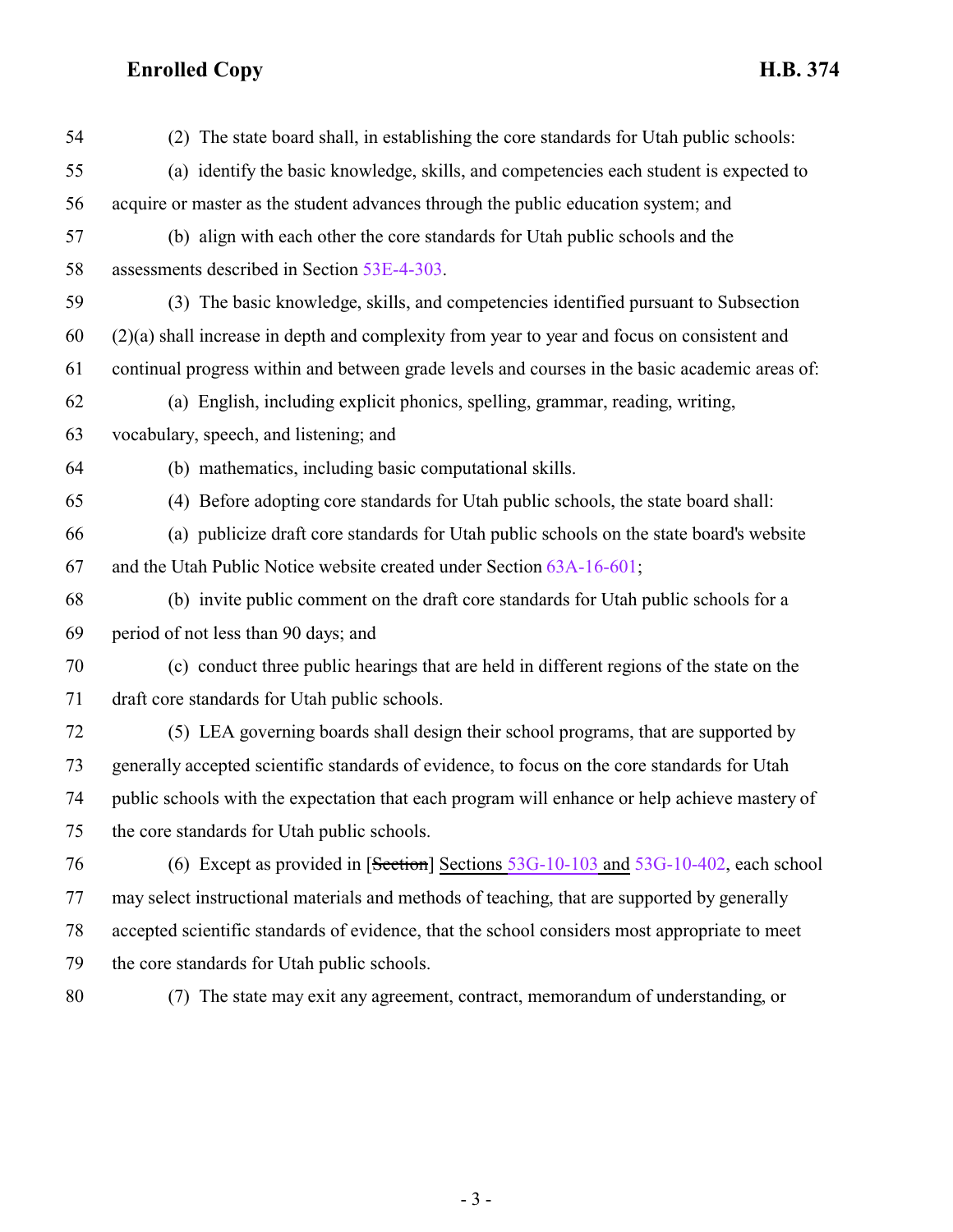54 (2) The state board shall, in establishing the core standards for Utah public schools:

55 (a) identify the basic knowledge, skills, and competencies each student is expected to
56 acquire or master as the student advances through the public education system; and

57 (b) align with each other the core standards for Utah public schools and the
58 assessments described in Section 53E-4-303.

59 (3) The basic knowledge, skills, and competencies identified pursuant to Subsection
60 (2)(a) shall increase in depth and complexity from year to year and focus on consistent and
61 continual progress within and between grade levels and courses in the basic academic areas of:

62 (a) English, including explicit phonics, spelling, grammar, reading, writing,
63 vocabulary, speech, and listening; and

64 (b) mathematics, including basic computational skills.

65 (4) Before adopting core standards for Utah public schools, the state board shall:

66 (a) publicize draft core standards for Utah public schools on the state board's website
67 and the Utah Public Notice website created under Section 63A-16-601;

68 (b) invite public comment on the draft core standards for Utah public schools for a
69 period of not less than 90 days; and

70 (c) conduct three public hearings that are held in different regions of the state on the
71 draft core standards for Utah public schools.

72 (5) LEA governing boards shall design their school programs, that are supported by
73 generally accepted scientific standards of evidence, to focus on the core standards for Utah
74 public schools with the expectation that each program will enhance or help achieve mastery of
75 the core standards for Utah public schools.

76 (6) Except as provided in [~~Section~~] <u>Sections</u> 53G-10-103 <u>and</u> 53G-10-402, each school
77 may select instructional materials and methods of teaching, that are supported by generally
78 accepted scientific standards of evidence, that the school considers most appropriate to meet
79 the core standards for Utah public schools.

80 (7) The state may exit any agreement, contract, memorandum of understanding, or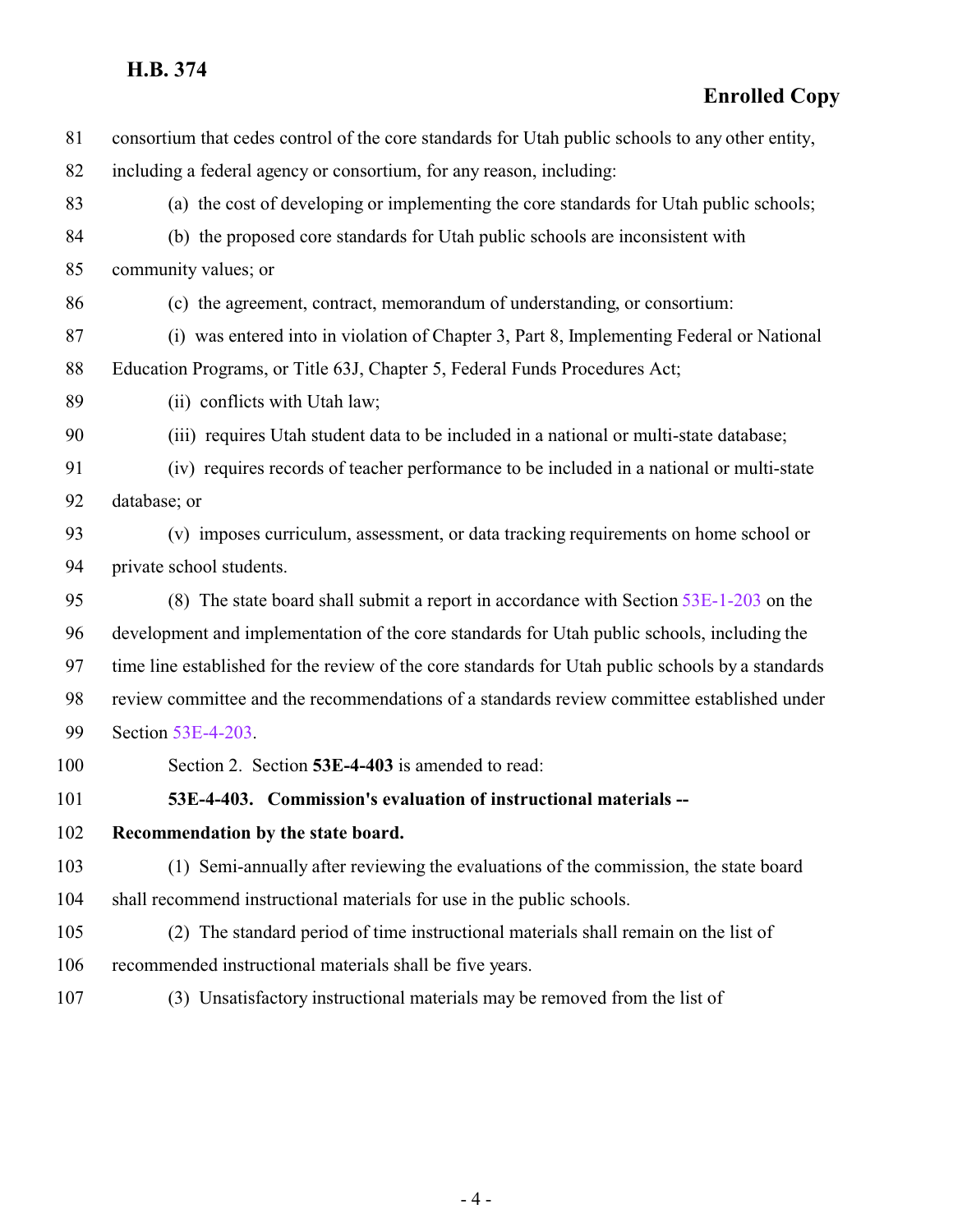consortium that cedes control of the core standards for Utah public schools to any other entity, including a federal agency or consortium, for any reason, including:

(a) the cost of developing or implementing the core standards for Utah public schools;

(b) the proposed core standards for Utah public schools are inconsistent with community values; or

(c) the agreement, contract, memorandum of understanding, or consortium:

(i) was entered into in violation of Chapter 3, Part 8, Implementing Federal or National Education Programs, or Title 63J, Chapter 5, Federal Funds Procedures Act;

(ii) conflicts with Utah law;

(iii) requires Utah student data to be included in a national or multi-state database;

(iv) requires records of teacher performance to be included in a national or multi-state database; or

(v) imposes curriculum, assessment, or data tracking requirements on home school or private school students.

(8) The state board shall submit a report in accordance with Section 53E-1-203 on the development and implementation of the core standards for Utah public schools, including the time line established for the review of the core standards for Utah public schools by a standards review committee and the recommendations of a standards review committee established under Section 53E-4-203.

Section 2. Section **53E-4-403** is amended to read:

**53E-4-403. Commission's evaluation of instructional materials -- Recommendation by the state board.**

(1) Semi-annually after reviewing the evaluations of the commission, the state board shall recommend instructional materials for use in the public schools.

(2) The standard period of time instructional materials shall remain on the list of recommended instructional materials shall be five years.

(3) Unsatisfactory instructional materials may be removed from the list of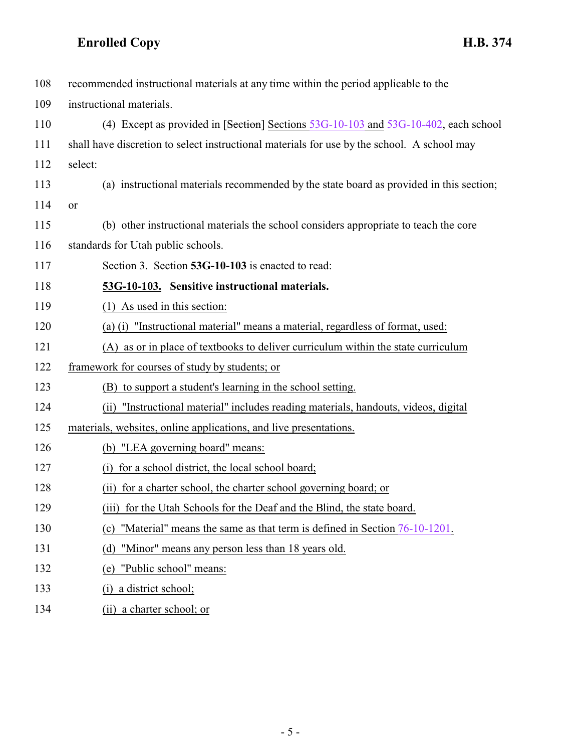recommended instructional materials at any time within the period applicable to the instructional materials.

(4) Except as provided in [~~Section~~] Sections 53G-10-103 and 53G-10-402, each school shall have discretion to select instructional materials for use by the school. A school may select:

(a) instructional materials recommended by the state board as provided in this section; or

(b) other instructional materials the school considers appropriate to teach the core standards for Utah public schools.

Section 3. Section **53G-10-103** is enacted to read:

**53G-10-103. Sensitive instructional materials.**

(1) As used in this section:

(a) (i) "Instructional material" means a material, regardless of format, used:

(A) as or in place of textbooks to deliver curriculum within the state curriculum framework for courses of study by students; or

(B) to support a student's learning in the school setting.

(ii) "Instructional material" includes reading materials, handouts, videos, digital materials, websites, online applications, and live presentations.

(b) "LEA governing board" means:

(i) for a school district, the local school board;

(ii) for a charter school, the charter school governing board; or

(iii) for the Utah Schools for the Deaf and the Blind, the state board.

(c) "Material" means the same as that term is defined in Section 76-10-1201.

(d) "Minor" means any person less than 18 years old.

(e) "Public school" means:

(i) a district school;

(ii) a charter school; or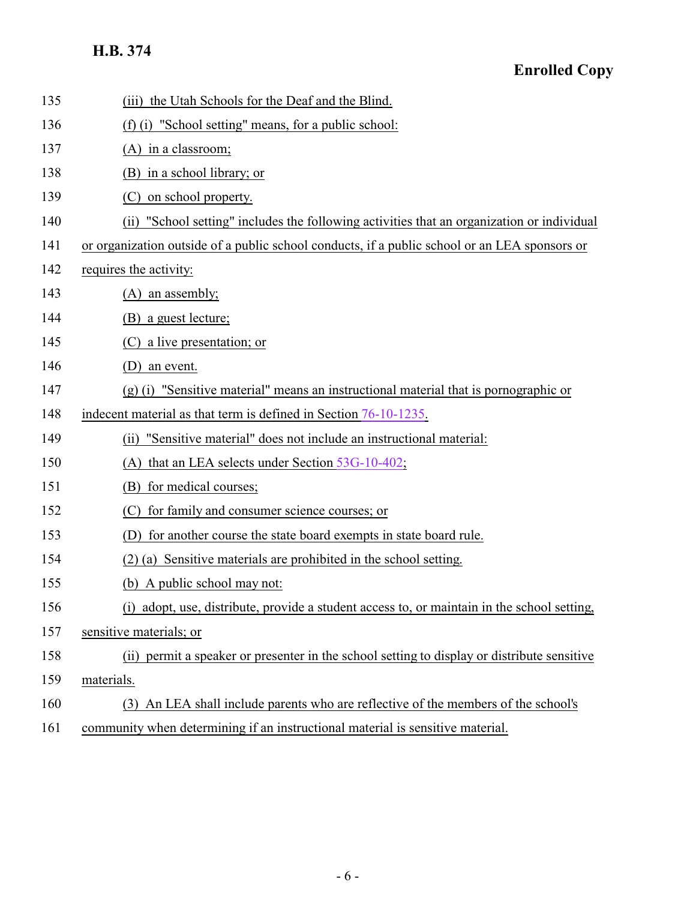135 (iii) the Utah Schools for the Deaf and the Blind.

136 (f) (i) "School setting" means, for a public school:

137 (A) in a classroom;

138 (B) in a school library; or

139 (C) on school property.

140 (ii) "School setting" includes the following activities that an organization or individual

141 or organization outside of a public school conducts, if a public school or an LEA sponsors or

142 requires the activity:

143 (A) an assembly;

144 (B) a guest lecture;

145 (C) a live presentation; or

146 (D) an event.

147 (g) (i) "Sensitive material" means an instructional material that is pornographic or

148 indecent material as that term is defined in Section 76-10-1235.

149 (ii) "Sensitive material" does not include an instructional material:

150 (A) that an LEA selects under Section 53G-10-402;

151 (B) for medical courses;

152 (C) for family and consumer science courses; or

153 (D) for another course the state board exempts in state board rule.

154 (2) (a) Sensitive materials are prohibited in the school setting.

155 (b) A public school may not:

156 (i) adopt, use, distribute, provide a student access to, or maintain in the school setting,

157 sensitive materials; or

158 (ii) permit a speaker or presenter in the school setting to display or distribute sensitive

159 materials.

160 (3) An LEA shall include parents who are reflective of the members of the school's

161 community when determining if an instructional material is sensitive material.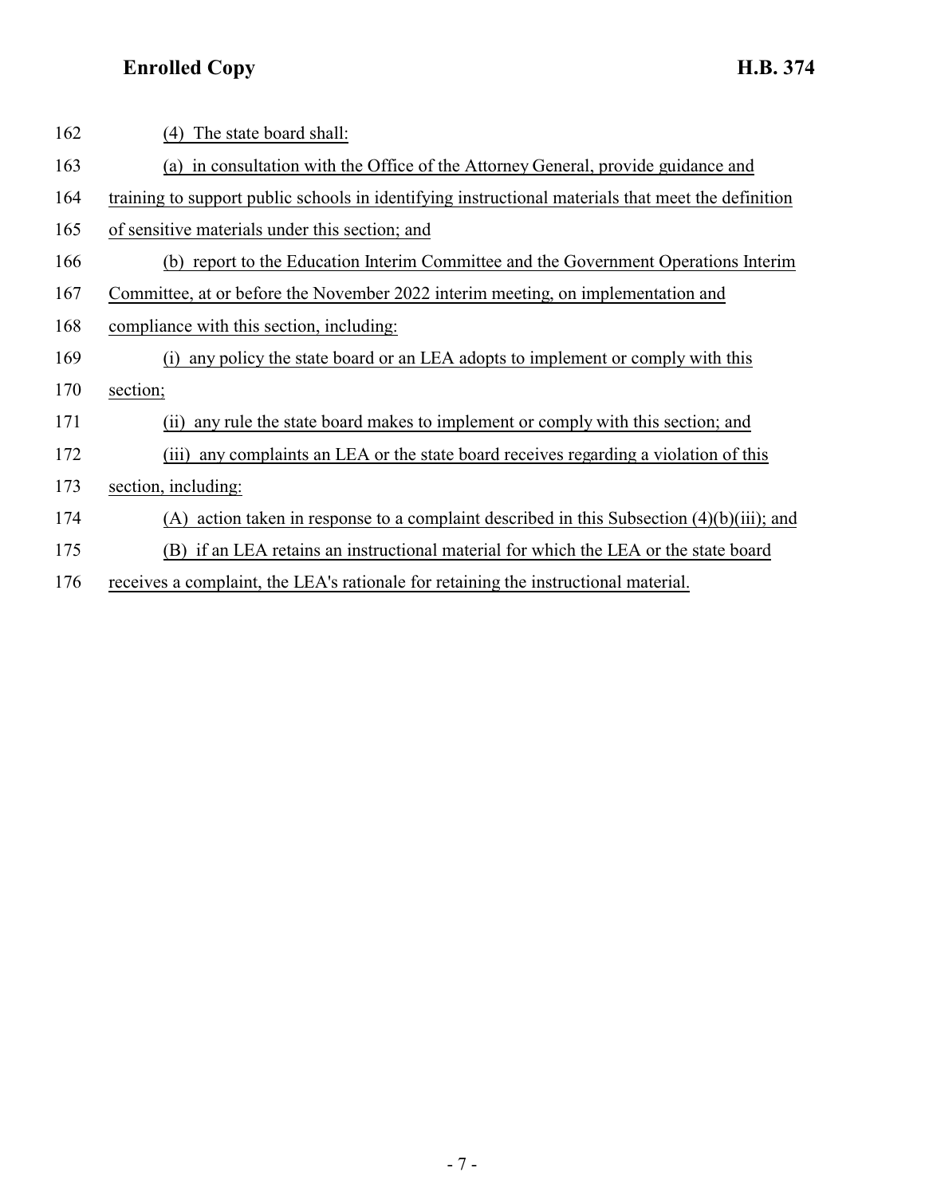(4) The state board shall:

(a) in consultation with the Office of the Attorney General, provide guidance and training to support public schools in identifying instructional materials that meet the definition of sensitive materials under this section; and

(b) report to the Education Interim Committee and the Government Operations Interim Committee, at or before the November 2022 interim meeting, on implementation and compliance with this section, including:

(i) any policy the state board or an LEA adopts to implement or comply with this section;

(ii) any rule the state board makes to implement or comply with this section; and

(iii) any complaints an LEA or the state board receives regarding a violation of this section, including:

(A) action taken in response to a complaint described in this Subsection (4)(b)(iii); and

(B) if an LEA retains an instructional material for which the LEA or the state board receives a complaint, the LEA's rationale for retaining the instructional material.